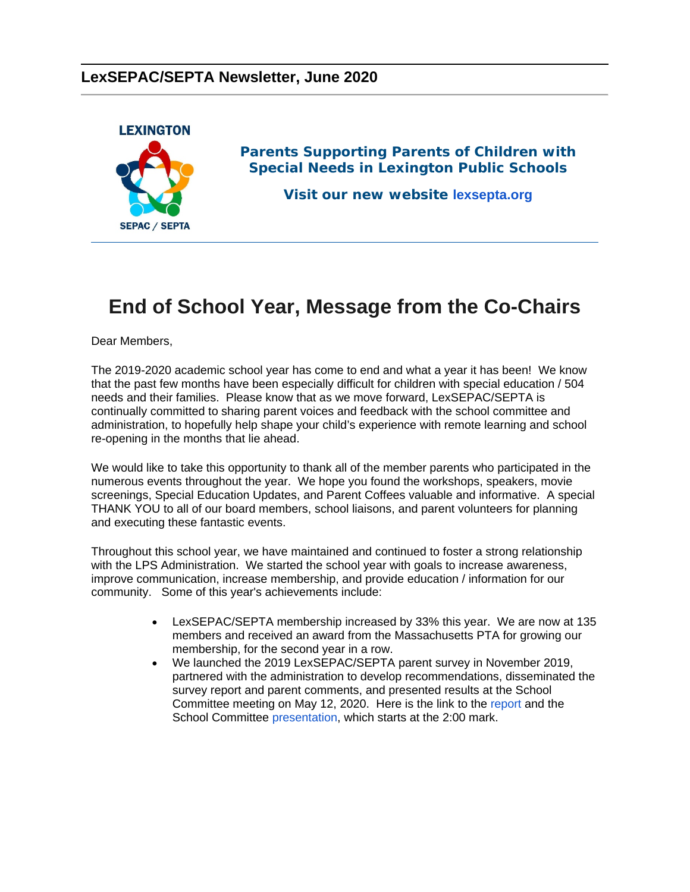## LexSEPAC/SEPTA Newsletter, June 2020

LEXINGTON

SEPAC / SEPTA

**Parents Supporting Parents of Children with Special Needs in Lexington Public Schools**

**Visit our new website lexsepta.org**

# End of School Year, Message from the Co-Chairs

Dear Members,

The 2019-2020 academic school year has come to end and what a year it has been! We know that the past few months have been especially difficult for children with special education / 504 needs and their families. Please know that as we move forward, LexSEPAC/SEPTA is continually committed to sharing parent voices and feedback with the school committee and administration, to hopefully help shape your child's experience with remote learning and school re-opening in the months that lie ahead.

We would like to take this opportunity to thank all of the member parents who participated in the numerous events throughout the year. We hope you found the workshops, speakers, movie screenings, Special Education Updates, and Parent Coffees valuable and informative. A special THANK YOU to all of our board members, school liaisons, and parent volunteers for planning and executing these fantastic events.

Throughout this school year, we have maintained and continued to foster a strong relationship with the LPS Administration. We started the school year with goals to increase awareness, improve communication, increase membership, and provide education / information for our community. Some of this year's achievements include:

- LexSEPAC/SEPTA membership increased by 33% this year. We are now at 135 members and received an award from the Massachusetts PTA for growing our membership, for the second year in a row.
- We launched the 2019 LexSEPAC/SEPTA parent survey in November 2019, partnered with the administration to develop recommendations, disseminated the survey report and parent comments, and presented results at the School Committee meeting on May 12, 2020. Here is the link to the report and the School Committee presentation, which starts at the 2:00 mark.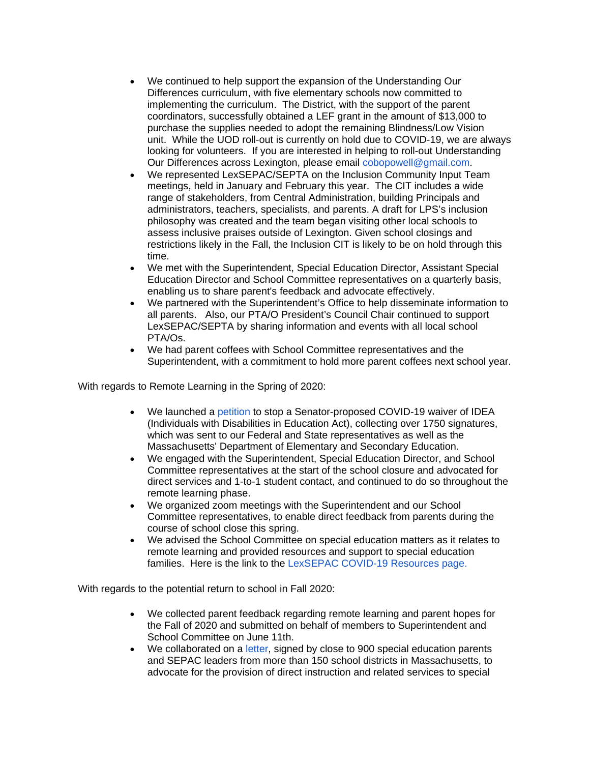- We continued to help support the expansion of the Understanding Our Differences curriculum, with five elementary schools now committed to implementing the curriculum. The District, with the support of the parent coordinators, successfully obtained a LEF grant in the amount of $13,000 to purchase the supplies needed to adopt the remaining Blindness/Low Vision unit. While the UOD roll-out is currently on hold due to COVID-19, we are always looking for volunteers. If you are interested in helping to roll-out Understanding Our Differences across Lexington, please email cobopowell@gmail.com.
- We represented LexSEPAC/SEPTA on the Inclusion Community Input Team meetings, held in January and February this year. The CIT includes a wide range of stakeholders, from Central Administration, building Principals and administrators, teachers, specialists, and parents. A draft for LPS's inclusion philosophy was created and the team began visiting other local schools to assess inclusive praises outside of Lexington. Given school closings and restrictions likely in the Fall, the Inclusion CIT is likely to be on hold through this time.
- We met with the Superintendent, Special Education Director, Assistant Special Education Director and School Committee representatives on a quarterly basis, enabling us to share parent's feedback and advocate effectively.
- We partnered with the Superintendent's Office to help disseminate information to all parents. Also, our PTA/O President's Council Chair continued to support LexSEPAC/SEPTA by sharing information and events with all local school PTA/Os.
- We had parent coffees with School Committee representatives and the Superintendent, with a commitment to hold more parent coffees next school year.

With regards to Remote Learning in the Spring of 2020:

- We launched a petition to stop a Senator-proposed COVID-19 waiver of IDEA (Individuals with Disabilities in Education Act), collecting over 1750 signatures, which was sent to our Federal and State representatives as well as the Massachusetts' Department of Elementary and Secondary Education.
- We engaged with the Superintendent, Special Education Director, and School Committee representatives at the start of the school closure and advocated for direct services and 1-to-1 student contact, and continued to do so throughout the remote learning phase.
- We organized zoom meetings with the Superintendent and our School Committee representatives, to enable direct feedback from parents during the course of school close this spring.
- We advised the School Committee on special education matters as it relates to remote learning and provided resources and support to special education families. Here is the link to the LexSEPAC COVID-19 Resources page.

With regards to the potential return to school in Fall 2020:

- We collected parent feedback regarding remote learning and parent hopes for the Fall of 2020 and submitted on behalf of members to Superintendent and School Committee on June 11th.
- We collaborated on a letter, signed by close to 900 special education parents and SEPAC leaders from more than 150 school districts in Massachusetts, to advocate for the provision of direct instruction and related services to special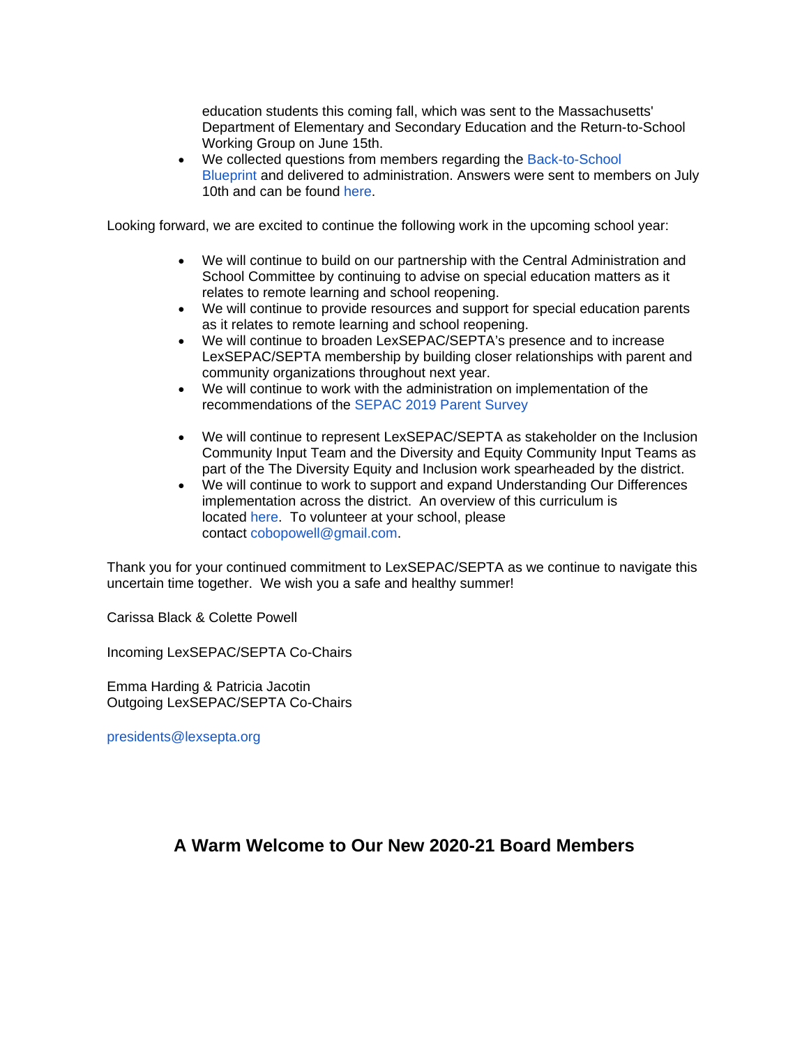education students this coming fall, which was sent to the Massachusetts' Department of Elementary and Secondary Education and the Return-to-School Working Group on June 15th.
- We collected questions from members regarding the Back-to-School Blueprint and delivered to administration. Answers were sent to members on July 10th and can be found here.

Looking forward, we are excited to continue the following work in the upcoming school year:

- We will continue to build on our partnership with the Central Administration and School Committee by continuing to advise on special education matters as it relates to remote learning and school reopening.
- We will continue to provide resources and support for special education parents as it relates to remote learning and school reopening.
- We will continue to broaden LexSEPAC/SEPTA's presence and to increase LexSEPAC/SEPTA membership by building closer relationships with parent and community organizations throughout next year.
- We will continue to work with the administration on implementation of the recommendations of the SEPAC 2019 Parent Survey
- We will continue to represent LexSEPAC/SEPTA as stakeholder on the Inclusion Community Input Team and the Diversity and Equity Community Input Teams as part of the The Diversity Equity and Inclusion work spearheaded by the district.
- We will continue to work to support and expand Understanding Our Differences implementation across the district. An overview of this curriculum is located here. To volunteer at your school, please contact cobopowell@gmail.com.

Thank you for your continued commitment to LexSEPAC/SEPTA as we continue to navigate this uncertain time together. We wish you a safe and healthy summer!

Carissa Black & Colette Powell

Incoming LexSEPAC/SEPTA Co-Chairs

Emma Harding & Patricia Jacotin
Outgoing LexSEPAC/SEPTA Co-Chairs

presidents@lexsepta.org

## A Warm Welcome to Our New 2020-21 Board Members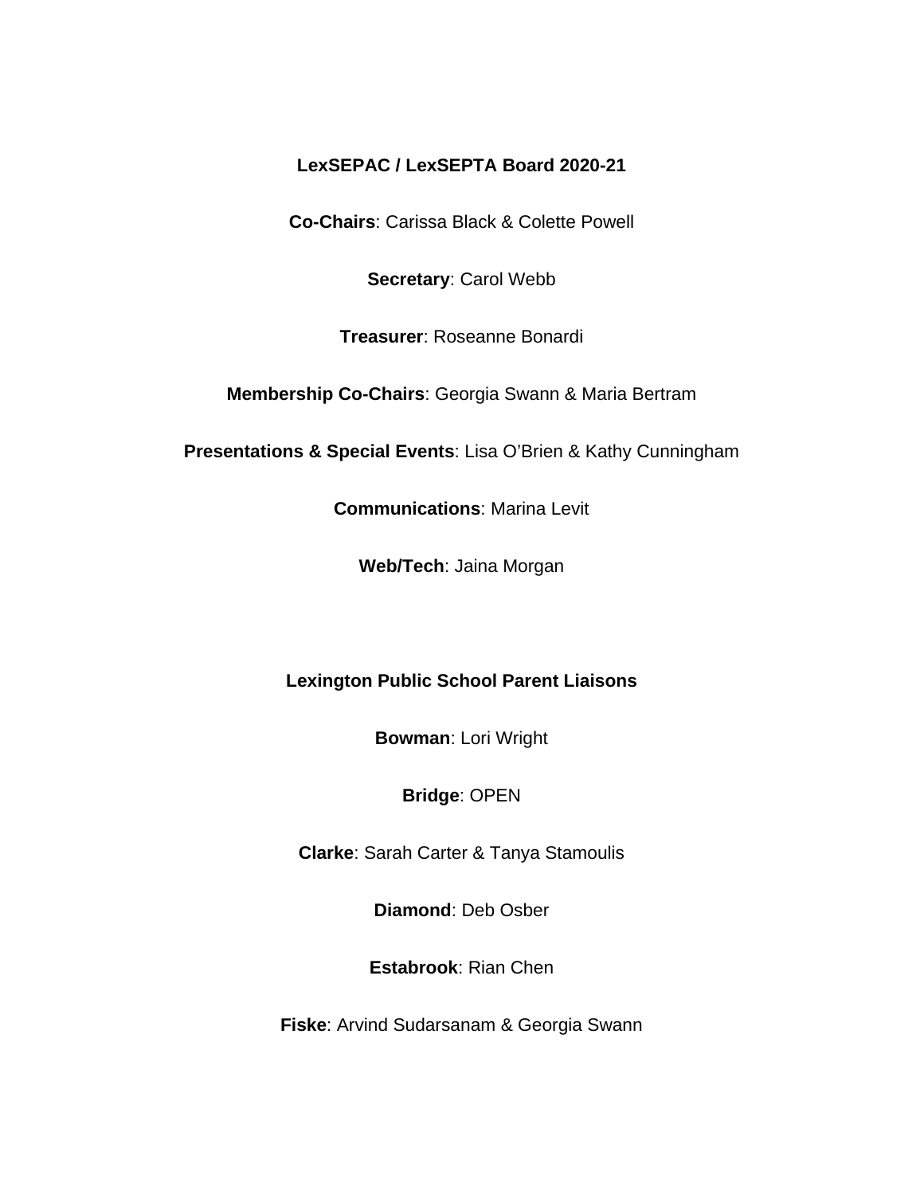**LexSEPAC / LexSEPTA Board 2020-21**

**Co-Chairs**: Carissa Black & Colette Powell

**Secretary**: Carol Webb

**Treasurer**: Roseanne Bonardi

**Membership Co-Chairs**: Georgia Swann & Maria Bertram

**Presentations & Special Events**: Lisa O'Brien & Kathy Cunningham

**Communications**: Marina Levit

**Web/Tech**: Jaina Morgan

**Lexington Public School Parent Liaisons**

**Bowman**: Lori Wright

**Bridge**: OPEN

**Clarke**: Sarah Carter & Tanya Stamoulis

**Diamond**: Deb Osber

**Estabrook**: Rian Chen

**Fiske**: Arvind Sudarsanam & Georgia Swann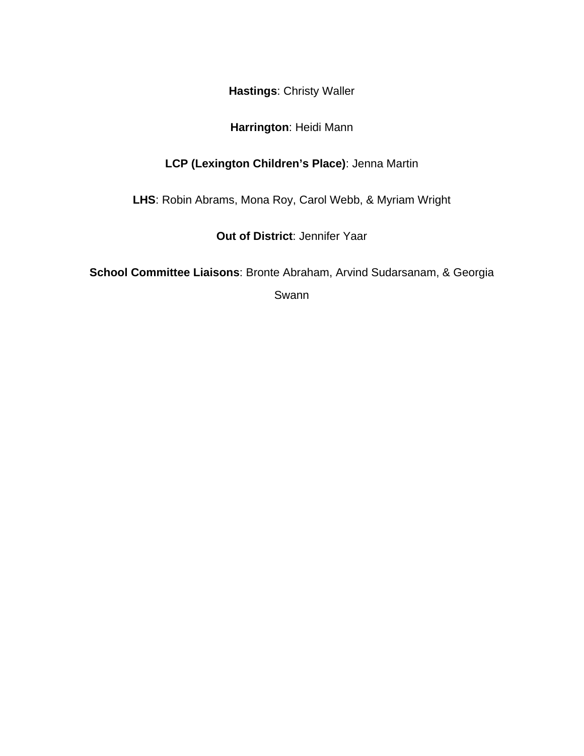**Hastings**: Christy Waller

**Harrington**: Heidi Mann

**LCP (Lexington Children's Place)**: Jenna Martin

**LHS**: Robin Abrams, Mona Roy, Carol Webb, & Myriam Wright

**Out of District**: Jennifer Yaar

**School Committee Liaisons**: Bronte Abraham, Arvind Sudarsanam, & Georgia Swann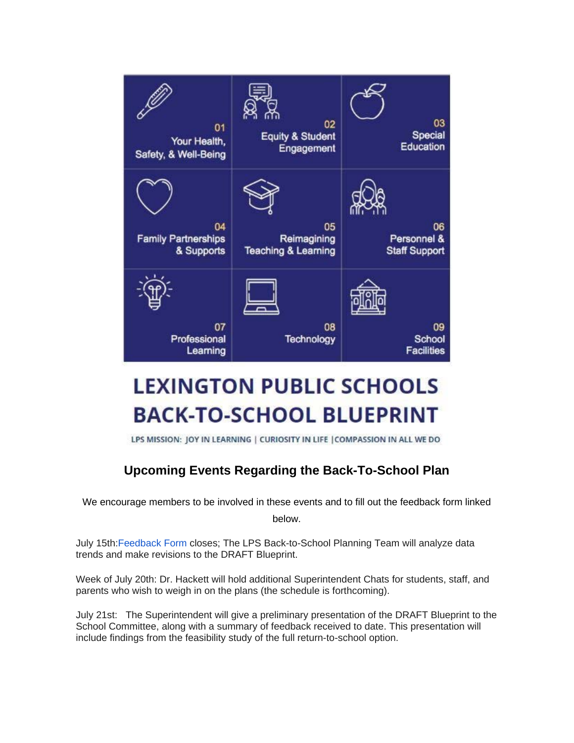| | | |
|---|---|---|
| 01 Your Health, Safety, & Well-Being | 02 Equity & Student Engagement | 03 Special Education |
| 04 Family Partnerships & Supports | 05 Reimagining Teaching & Learning | 06 Personnel & Staff Support |
| 07 Professional Learning | 08 Technology | 09 School Facilities |

# LEXINGTON PUBLIC SCHOOLS BACK-TO-SCHOOL BLUEPRINT

LPS MISSION: JOY IN LEARNING | CURIOSITY IN LIFE | COMPASSION IN ALL WE DO

## Upcoming Events Regarding the Back-To-School Plan

We encourage members to be involved in these events and to fill out the feedback form linked below.

July 15th: Feedback Form closes; The LPS Back-to-School Planning Team will analyze data trends and make revisions to the DRAFT Blueprint.

Week of July 20th: Dr. Hackett will hold additional Superintendent Chats for students, staff, and parents who wish to weigh in on the plans (the schedule is forthcoming).

July 21st: The Superintendent will give a preliminary presentation of the DRAFT Blueprint to the School Committee, along with a summary of feedback received to date. This presentation will include findings from the feasibility study of the full return-to-school option.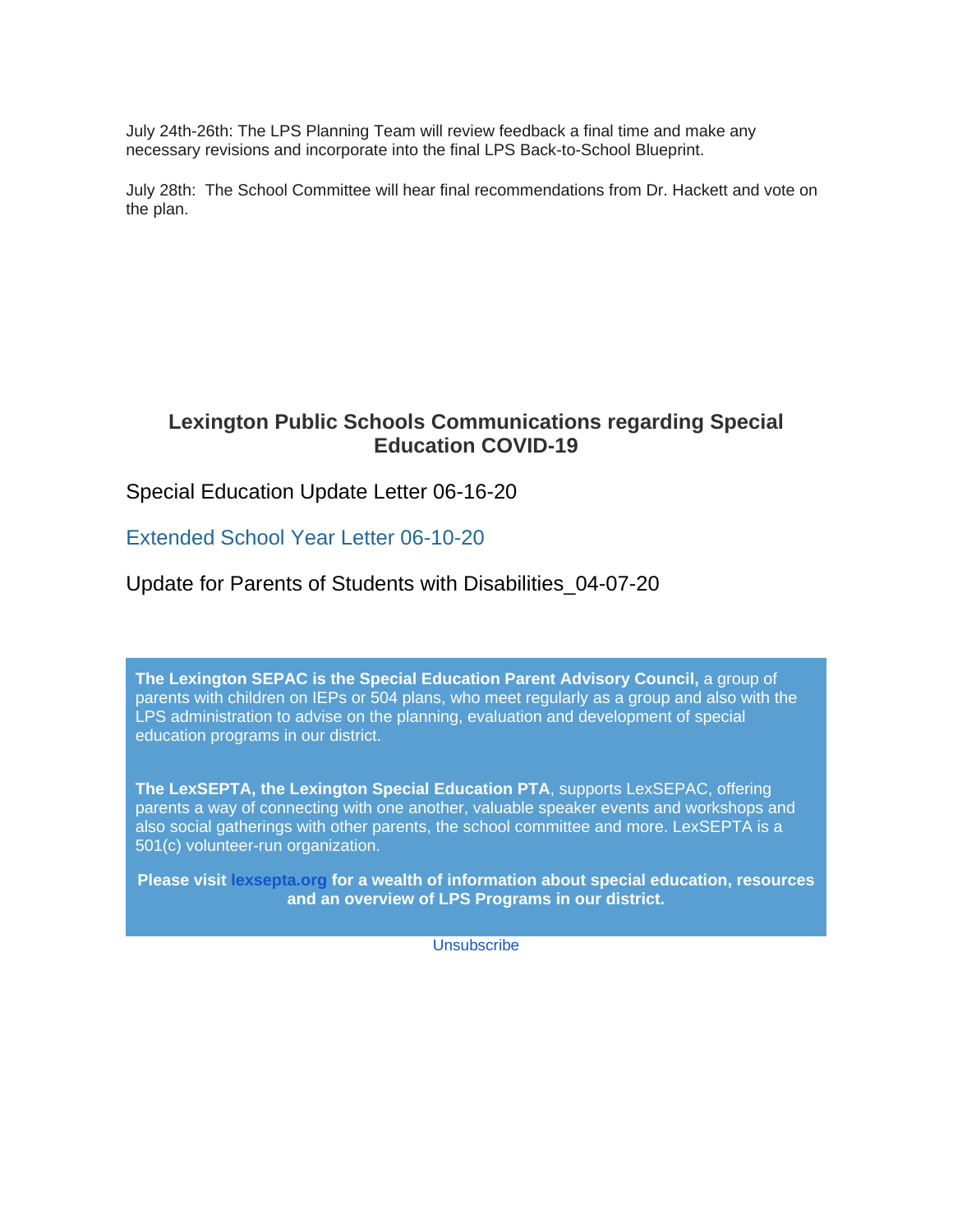July 24th-26th: The LPS Planning Team will review feedback a final time and make any necessary revisions and incorporate into the final LPS Back-to-School Blueprint.

July 28th: The School Committee will hear final recommendations from Dr. Hackett and vote on the plan.

## Lexington Public Schools Communications regarding Special Education COVID-19

Special Education Update Letter 06-16-20

Extended School Year Letter 06-10-20

Update for Parents of Students with Disabilities_04-07-20

**The Lexington SEPAC is the Special Education Parent Advisory Council,** a group of parents with children on IEPs or 504 plans, who meet regularly as a group and also with the LPS administration to advise on the planning, evaluation and development of special education programs in our district.

**The LexSEPTA, the Lexington Special Education PTA**, supports LexSEPAC, offering parents a way of connecting with one another, valuable speaker events and workshops and also social gatherings with other parents, the school committee and more. LexSEPTA is a 501(c) volunteer-run organization.

**Please visit lexsepta.org for a wealth of information about special education, resources and an overview of LPS Programs in our district.**

Unsubscribe